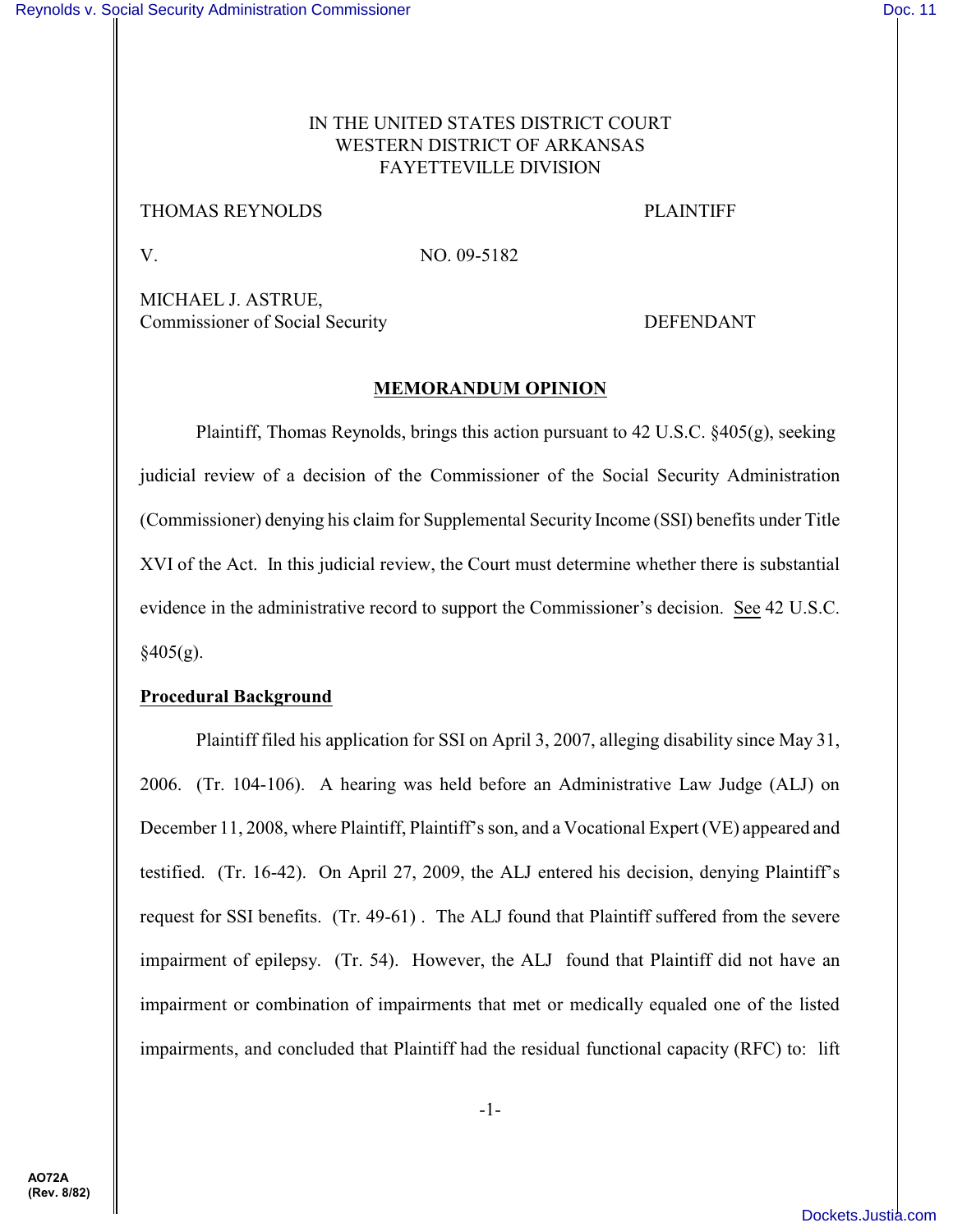IN THE UNITED STATES DISTRICT COURT
WESTERN DISTRICT OF ARKANSAS
FAYETTEVILLE DIVISION

THOMAS REYNOLDS PLAINTIFF

V. NO. 09-5182

MICHAEL J. ASTRUE,
Commissioner of Social Security DEFENDANT

## MEMORANDUM OPINION

Plaintiff, Thomas Reynolds, brings this action pursuant to 42 U.S.C. §405(g), seeking judicial review of a decision of the Commissioner of the Social Security Administration (Commissioner) denying his claim for Supplemental Security Income (SSI) benefits under Title XVI of the Act. In this judicial review, the Court must determine whether there is substantial evidence in the administrative record to support the Commissioner's decision. See 42 U.S.C. §405(g).

**Procedural Background**

Plaintiff filed his application for SSI on April 3, 2007, alleging disability since May 31, 2006. (Tr. 104-106). A hearing was held before an Administrative Law Judge (ALJ) on December 11, 2008, where Plaintiff, Plaintiff's son, and a Vocational Expert (VE) appeared and testified. (Tr. 16-42). On April 27, 2009, the ALJ entered his decision, denying Plaintiff's request for SSI benefits. (Tr. 49-61) . The ALJ found that Plaintiff suffered from the severe impairment of epilepsy. (Tr. 54). However, the ALJ found that Plaintiff did not have an impairment or combination of impairments that met or medically equaled one of the listed impairments, and concluded that Plaintiff had the residual functional capacity (RFC) to: lift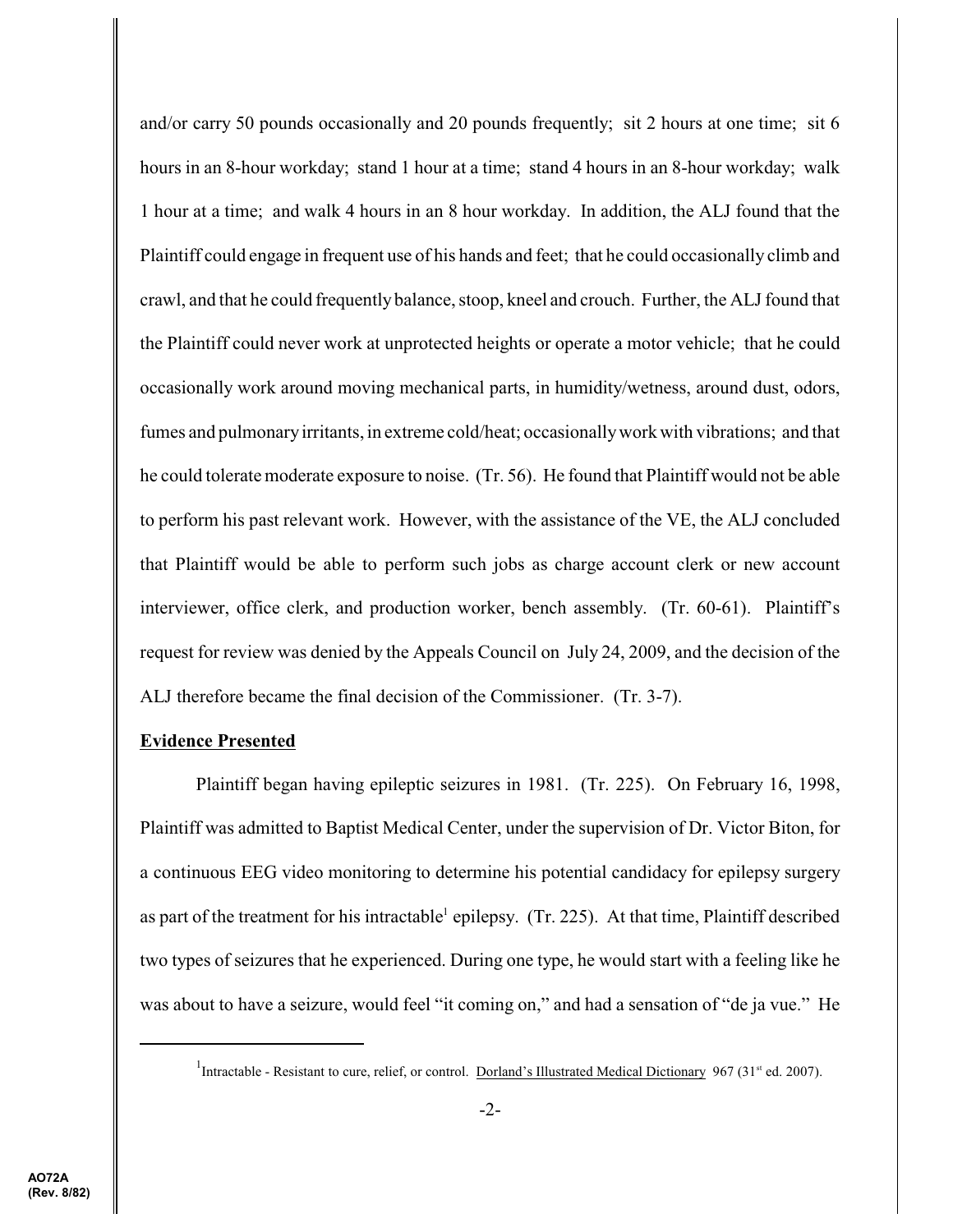and/or carry 50 pounds occasionally and 20 pounds frequently; sit 2 hours at one time; sit 6 hours in an 8-hour workday; stand 1 hour at a time; stand 4 hours in an 8-hour workday; walk 1 hour at a time; and walk 4 hours in an 8 hour workday. In addition, the ALJ found that the Plaintiff could engage in frequent use of his hands and feet; that he could occasionally climb and crawl, and that he could frequently balance, stoop, kneel and crouch. Further, the ALJ found that the Plaintiff could never work at unprotected heights or operate a motor vehicle; that he could occasionally work around moving mechanical parts, in humidity/wetness, around dust, odors, fumes and pulmonary irritants, in extreme cold/heat; occasionally work with vibrations; and that he could tolerate moderate exposure to noise. (Tr. 56). He found that Plaintiff would not be able to perform his past relevant work. However, with the assistance of the VE, the ALJ concluded that Plaintiff would be able to perform such jobs as charge account clerk or new account interviewer, office clerk, and production worker, bench assembly. (Tr. 60-61). Plaintiff's request for review was denied by the Appeals Council on July 24, 2009, and the decision of the ALJ therefore became the final decision of the Commissioner. (Tr. 3-7).

**Evidence Presented**

Plaintiff began having epileptic seizures in 1981. (Tr. 225). On February 16, 1998, Plaintiff was admitted to Baptist Medical Center, under the supervision of Dr. Victor Biton, for a continuous EEG video monitoring to determine his potential candidacy for epilepsy surgery as part of the treatment for his intractable[1] epilepsy. (Tr. 225). At that time, Plaintiff described two types of seizures that he experienced. During one type, he would start with a feeling like he was about to have a seizure, would feel "it coming on," and had a sensation of "de ja vue." He

[1] Intractable - Resistant to cure, relief, or control. Dorland's Illustrated Medical Dictionary 967 (31st ed. 2007).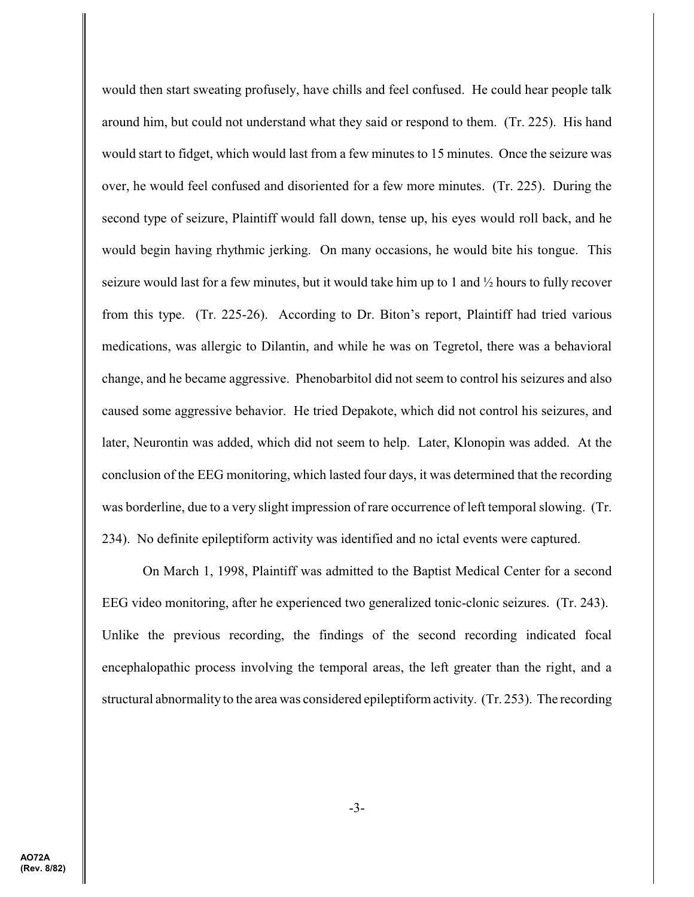would then start sweating profusely, have chills and feel confused. He could hear people talk around him, but could not understand what they said or respond to them. (Tr. 225). His hand would start to fidget, which would last from a few minutes to 15 minutes. Once the seizure was over, he would feel confused and disoriented for a few more minutes. (Tr. 225). During the second type of seizure, Plaintiff would fall down, tense up, his eyes would roll back, and he would begin having rhythmic jerking. On many occasions, he would bite his tongue. This seizure would last for a few minutes, but it would take him up to 1 and ½ hours to fully recover from this type. (Tr. 225-26). According to Dr. Biton's report, Plaintiff had tried various medications, was allergic to Dilantin, and while he was on Tegretol, there was a behavioral change, and he became aggressive. Phenobarbitol did not seem to control his seizures and also caused some aggressive behavior. He tried Depakote, which did not control his seizures, and later, Neurontin was added, which did not seem to help. Later, Klonopin was added. At the conclusion of the EEG monitoring, which lasted four days, it was determined that the recording was borderline, due to a very slight impression of rare occurrence of left temporal slowing. (Tr. 234). No definite epileptiform activity was identified and no ictal events were captured.

On March 1, 1998, Plaintiff was admitted to the Baptist Medical Center for a second EEG video monitoring, after he experienced two generalized tonic-clonic seizures. (Tr. 243). Unlike the previous recording, the findings of the second recording indicated focal encephalopathic process involving the temporal areas, the left greater than the right, and a structural abnormality to the area was considered epileptiform activity. (Tr. 253). The recording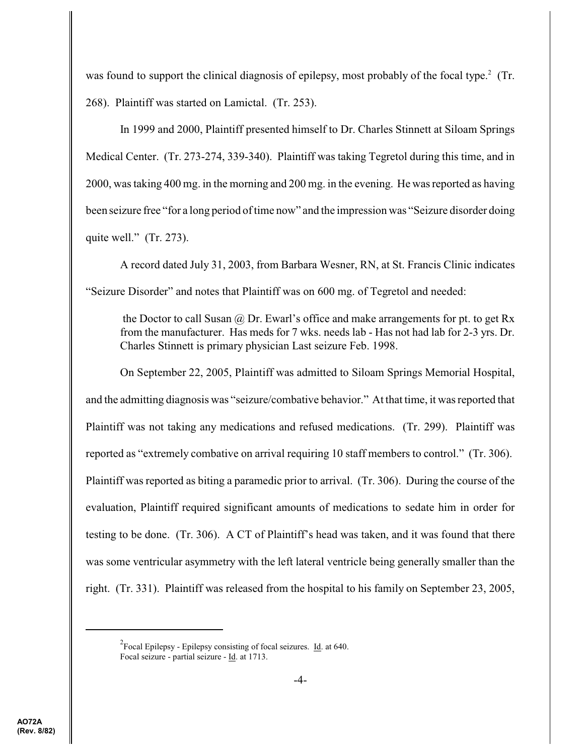was found to support the clinical diagnosis of epilepsy, most probably of the focal type.[2] (Tr. 268). Plaintiff was started on Lamictal. (Tr. 253).

In 1999 and 2000, Plaintiff presented himself to Dr. Charles Stinnett at Siloam Springs Medical Center. (Tr. 273-274, 339-340). Plaintiff was taking Tegretol during this time, and in 2000, was taking 400 mg. in the morning and 200 mg. in the evening. He was reported as having been seizure free "for a long period of time now" and the impression was "Seizure disorder doing quite well." (Tr. 273).

A record dated July 31, 2003, from Barbara Wesner, RN, at St. Francis Clinic indicates "Seizure Disorder" and notes that Plaintiff was on 600 mg. of Tegretol and needed:

> the Doctor to call Susan @ Dr. Ewarl's office and make arrangements for pt. to get Rx from the manufacturer. Has meds for 7 wks. needs lab - Has not had lab for 2-3 yrs. Dr. Charles Stinnett is primary physician Last seizure Feb. 1998.

On September 22, 2005, Plaintiff was admitted to Siloam Springs Memorial Hospital, and the admitting diagnosis was "seizure/combative behavior." At that time, it was reported that Plaintiff was not taking any medications and refused medications. (Tr. 299). Plaintiff was reported as "extremely combative on arrival requiring 10 staff members to control." (Tr. 306). Plaintiff was reported as biting a paramedic prior to arrival. (Tr. 306). During the course of the evaluation, Plaintiff required significant amounts of medications to sedate him in order for testing to be done. (Tr. 306). A CT of Plaintiff's head was taken, and it was found that there was some ventricular asymmetry with the left lateral ventricle being generally smaller than the right. (Tr. 331). Plaintiff was released from the hospital to his family on September 23, 2005,

---

[2] Focal Epilepsy - Epilepsy consisting of focal seizures. Id. at 640.
Focal seizure - partial seizure - Id. at 1713.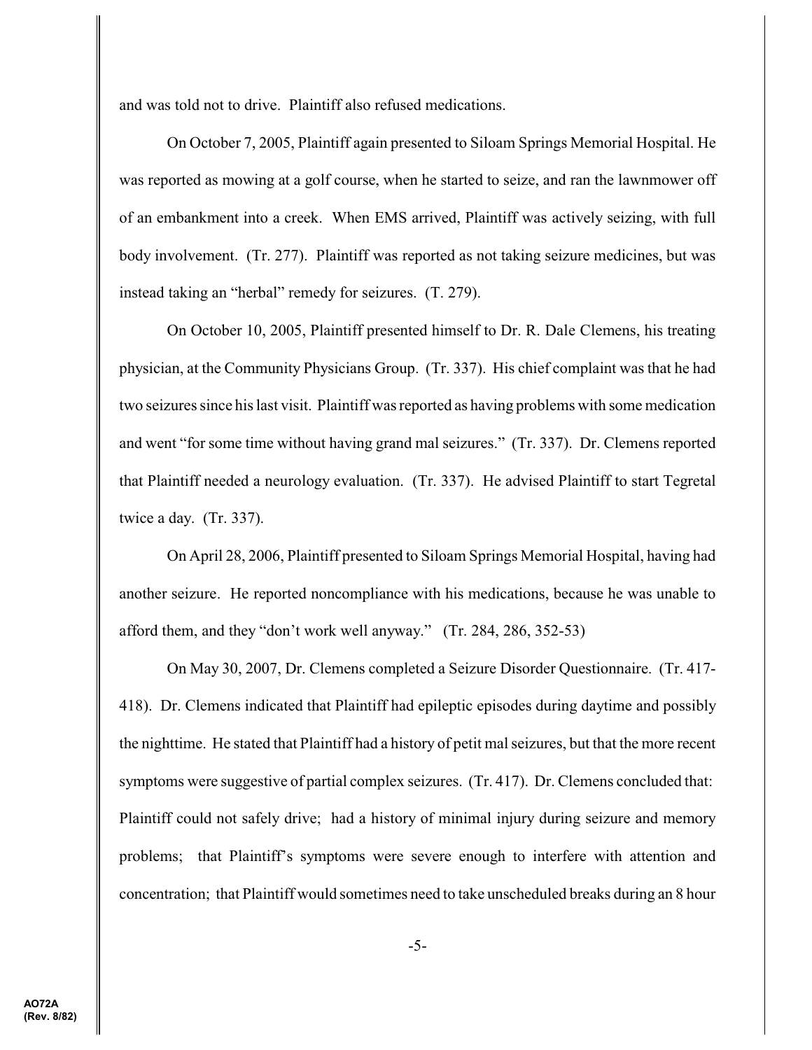and was told not to drive. Plaintiff also refused medications.

On October 7, 2005, Plaintiff again presented to Siloam Springs Memorial Hospital. He was reported as mowing at a golf course, when he started to seize, and ran the lawnmower off of an embankment into a creek. When EMS arrived, Plaintiff was actively seizing, with full body involvement. (Tr. 277). Plaintiff was reported as not taking seizure medicines, but was instead taking an "herbal" remedy for seizures. (T. 279).

On October 10, 2005, Plaintiff presented himself to Dr. R. Dale Clemens, his treating physician, at the Community Physicians Group. (Tr. 337). His chief complaint was that he had two seizures since his last visit. Plaintiff was reported as having problems with some medication and went "for some time without having grand mal seizures." (Tr. 337). Dr. Clemens reported that Plaintiff needed a neurology evaluation. (Tr. 337). He advised Plaintiff to start Tegretal twice a day. (Tr. 337).

On April 28, 2006, Plaintiff presented to Siloam Springs Memorial Hospital, having had another seizure. He reported noncompliance with his medications, because he was unable to afford them, and they "don't work well anyway." (Tr. 284, 286, 352-53)

On May 30, 2007, Dr. Clemens completed a Seizure Disorder Questionnaire. (Tr. 417-418). Dr. Clemens indicated that Plaintiff had epileptic episodes during daytime and possibly the nighttime. He stated that Plaintiff had a history of petit mal seizures, but that the more recent symptoms were suggestive of partial complex seizures. (Tr. 417). Dr. Clemens concluded that: Plaintiff could not safely drive; had a history of minimal injury during seizure and memory problems; that Plaintiff's symptoms were severe enough to interfere with attention and concentration; that Plaintiff would sometimes need to take unscheduled breaks during an 8 hour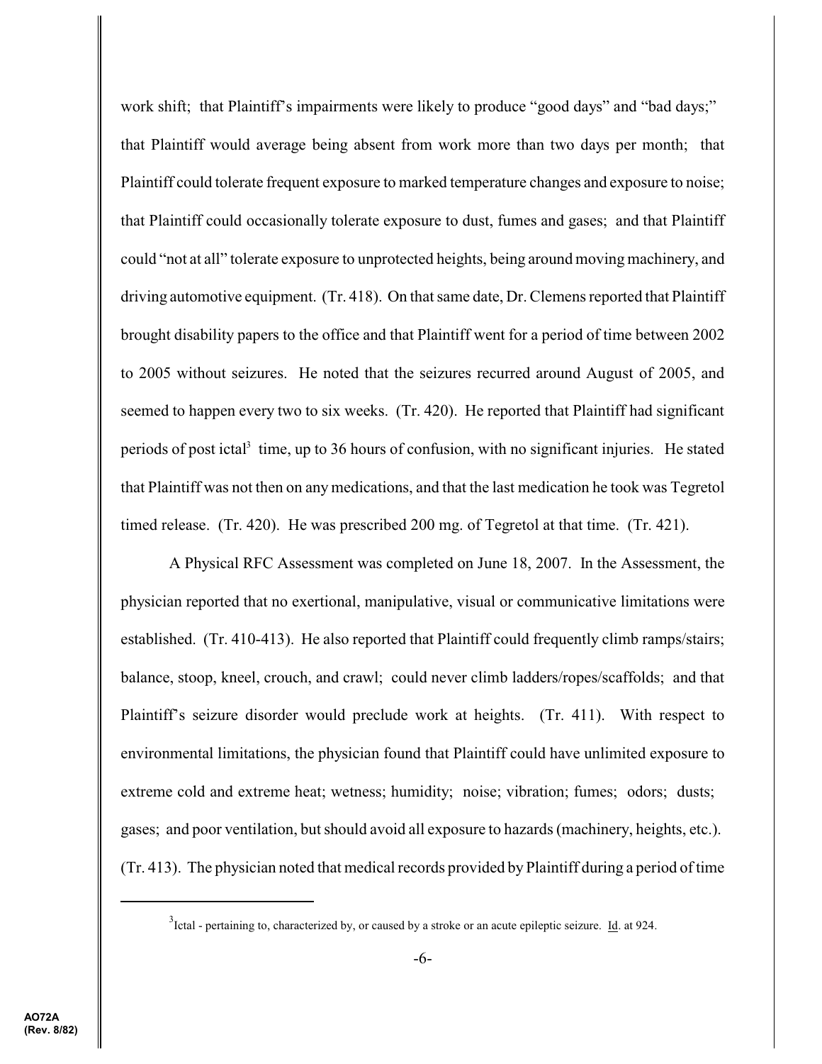work shift; that Plaintiff's impairments were likely to produce "good days" and "bad days;" that Plaintiff would average being absent from work more than two days per month; that Plaintiff could tolerate frequent exposure to marked temperature changes and exposure to noise; that Plaintiff could occasionally tolerate exposure to dust, fumes and gases; and that Plaintiff could "not at all" tolerate exposure to unprotected heights, being around moving machinery, and driving automotive equipment. (Tr. 418). On that same date, Dr. Clemens reported that Plaintiff brought disability papers to the office and that Plaintiff went for a period of time between 2002 to 2005 without seizures. He noted that the seizures recurred around August of 2005, and seemed to happen every two to six weeks. (Tr. 420). He reported that Plaintiff had significant periods of post ictal[3] time, up to 36 hours of confusion, with no significant injuries. He stated that Plaintiff was not then on any medications, and that the last medication he took was Tegretol timed release. (Tr. 420). He was prescribed 200 mg. of Tegretol at that time. (Tr. 421).

A Physical RFC Assessment was completed on June 18, 2007. In the Assessment, the physician reported that no exertional, manipulative, visual or communicative limitations were established. (Tr. 410-413). He also reported that Plaintiff could frequently climb ramps/stairs; balance, stoop, kneel, crouch, and crawl; could never climb ladders/ropes/scaffolds; and that Plaintiff's seizure disorder would preclude work at heights. (Tr. 411). With respect to environmental limitations, the physician found that Plaintiff could have unlimited exposure to extreme cold and extreme heat; wetness; humidity; noise; vibration; fumes; odors; dusts; gases; and poor ventilation, but should avoid all exposure to hazards (machinery, heights, etc.). (Tr. 413). The physician noted that medical records provided by Plaintiff during a period of time

[3] Ictal - pertaining to, characterized by, or caused by a stroke or an acute epileptic seizure. Id. at 924.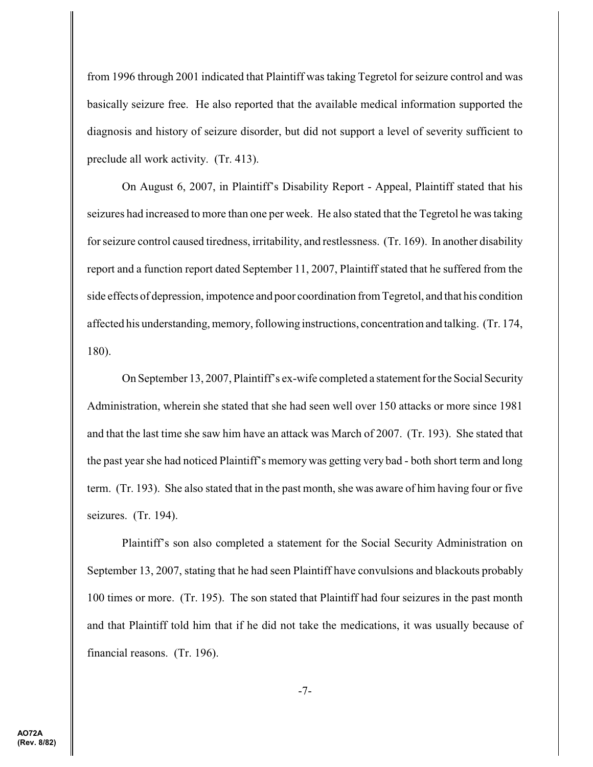from 1996 through 2001 indicated that Plaintiff was taking Tegretol for seizure control and was basically seizure free. He also reported that the available medical information supported the diagnosis and history of seizure disorder, but did not support a level of severity sufficient to preclude all work activity. (Tr. 413).

On August 6, 2007, in Plaintiff's Disability Report - Appeal, Plaintiff stated that his seizures had increased to more than one per week. He also stated that the Tegretol he was taking for seizure control caused tiredness, irritability, and restlessness. (Tr. 169). In another disability report and a function report dated September 11, 2007, Plaintiff stated that he suffered from the side effects of depression, impotence and poor coordination from Tegretol, and that his condition affected his understanding, memory, following instructions, concentration and talking. (Tr. 174, 180).

On September 13, 2007, Plaintiff's ex-wife completed a statement for the Social Security Administration, wherein she stated that she had seen well over 150 attacks or more since 1981 and that the last time she saw him have an attack was March of 2007. (Tr. 193). She stated that the past year she had noticed Plaintiff's memory was getting very bad - both short term and long term. (Tr. 193). She also stated that in the past month, she was aware of him having four or five seizures. (Tr. 194).

Plaintiff's son also completed a statement for the Social Security Administration on September 13, 2007, stating that he had seen Plaintiff have convulsions and blackouts probably 100 times or more. (Tr. 195). The son stated that Plaintiff had four seizures in the past month and that Plaintiff told him that if he did not take the medications, it was usually because of financial reasons. (Tr. 196).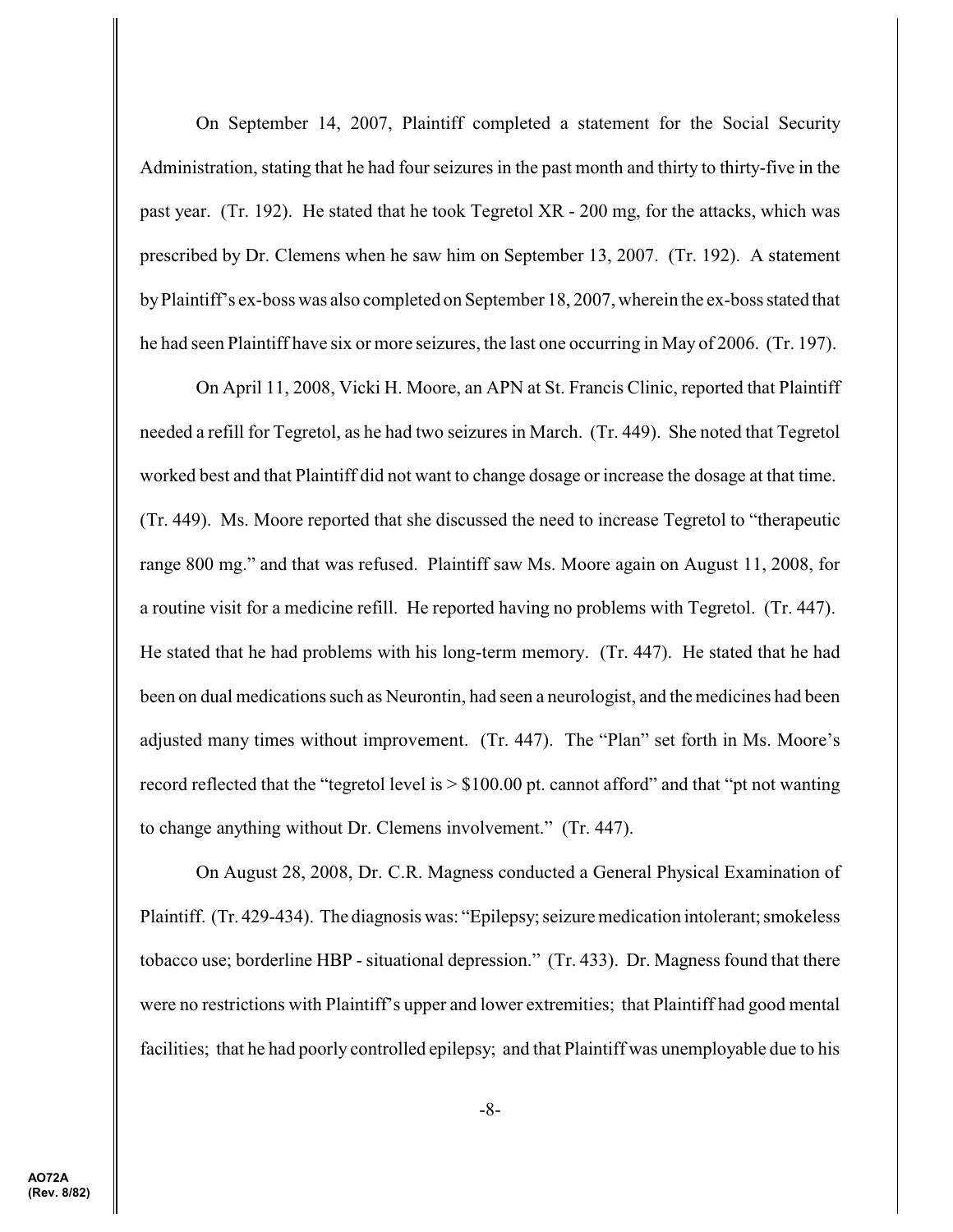On September 14, 2007, Plaintiff completed a statement for the Social Security Administration, stating that he had four seizures in the past month and thirty to thirty-five in the past year. (Tr. 192). He stated that he took Tegretol XR - 200 mg, for the attacks, which was prescribed by Dr. Clemens when he saw him on September 13, 2007. (Tr. 192). A statement by Plaintiff's ex-boss was also completed on September 18, 2007, wherein the ex-boss stated that he had seen Plaintiff have six or more seizures, the last one occurring in May of 2006. (Tr. 197).

On April 11, 2008, Vicki H. Moore, an APN at St. Francis Clinic, reported that Plaintiff needed a refill for Tegretol, as he had two seizures in March. (Tr. 449). She noted that Tegretol worked best and that Plaintiff did not want to change dosage or increase the dosage at that time. (Tr. 449). Ms. Moore reported that she discussed the need to increase Tegretol to "therapeutic range 800 mg." and that was refused. Plaintiff saw Ms. Moore again on August 11, 2008, for a routine visit for a medicine refill. He reported having no problems with Tegretol. (Tr. 447). He stated that he had problems with his long-term memory. (Tr. 447). He stated that he had been on dual medications such as Neurontin, had seen a neurologist, and the medicines had been adjusted many times without improvement. (Tr. 447). The "Plan" set forth in Ms. Moore's record reflected that the "tegretol level is > $100.00 pt. cannot afford" and that "pt not wanting to change anything without Dr. Clemens involvement." (Tr. 447).

On August 28, 2008, Dr. C.R. Magness conducted a General Physical Examination of Plaintiff. (Tr. 429-434). The diagnosis was: "Epilepsy; seizure medication intolerant; smokeless tobacco use; borderline HBP - situational depression." (Tr. 433). Dr. Magness found that there were no restrictions with Plaintiff's upper and lower extremities; that Plaintiff had good mental facilities; that he had poorly controlled epilepsy; and that Plaintiff was unemployable due to his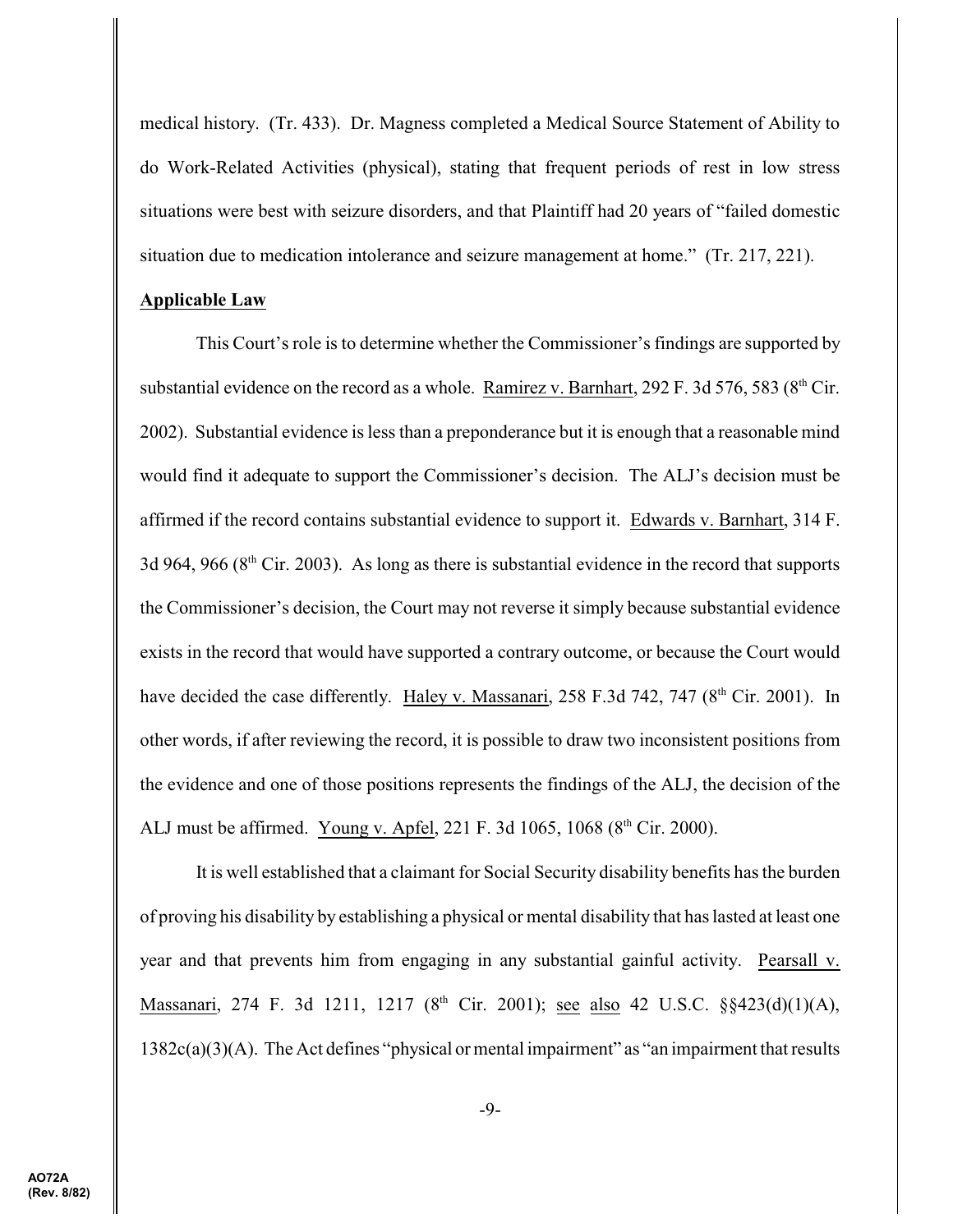medical history. (Tr. 433). Dr. Magness completed a Medical Source Statement of Ability to do Work-Related Activities (physical), stating that frequent periods of rest in low stress situations were best with seizure disorders, and that Plaintiff had 20 years of "failed domestic situation due to medication intolerance and seizure management at home." (Tr. 217, 221).

**Applicable Law**

This Court's role is to determine whether the Commissioner's findings are supported by substantial evidence on the record as a whole. Ramirez v. Barnhart, 292 F. 3d 576, 583 (8th Cir. 2002). Substantial evidence is less than a preponderance but it is enough that a reasonable mind would find it adequate to support the Commissioner's decision. The ALJ's decision must be affirmed if the record contains substantial evidence to support it. Edwards v. Barnhart, 314 F. 3d 964, 966 (8th Cir. 2003). As long as there is substantial evidence in the record that supports the Commissioner's decision, the Court may not reverse it simply because substantial evidence exists in the record that would have supported a contrary outcome, or because the Court would have decided the case differently. Haley v. Massanari, 258 F.3d 742, 747 (8th Cir. 2001). In other words, if after reviewing the record, it is possible to draw two inconsistent positions from the evidence and one of those positions represents the findings of the ALJ, the decision of the ALJ must be affirmed. Young v. Apfel, 221 F. 3d 1065, 1068 (8th Cir. 2000).

It is well established that a claimant for Social Security disability benefits has the burden of proving his disability by establishing a physical or mental disability that has lasted at least one year and that prevents him from engaging in any substantial gainful activity. Pearsall v. Massanari, 274 F. 3d 1211, 1217 (8th Cir. 2001); see also 42 U.S.C. §§423(d)(1)(A), 1382c(a)(3)(A). The Act defines "physical or mental impairment" as "an impairment that results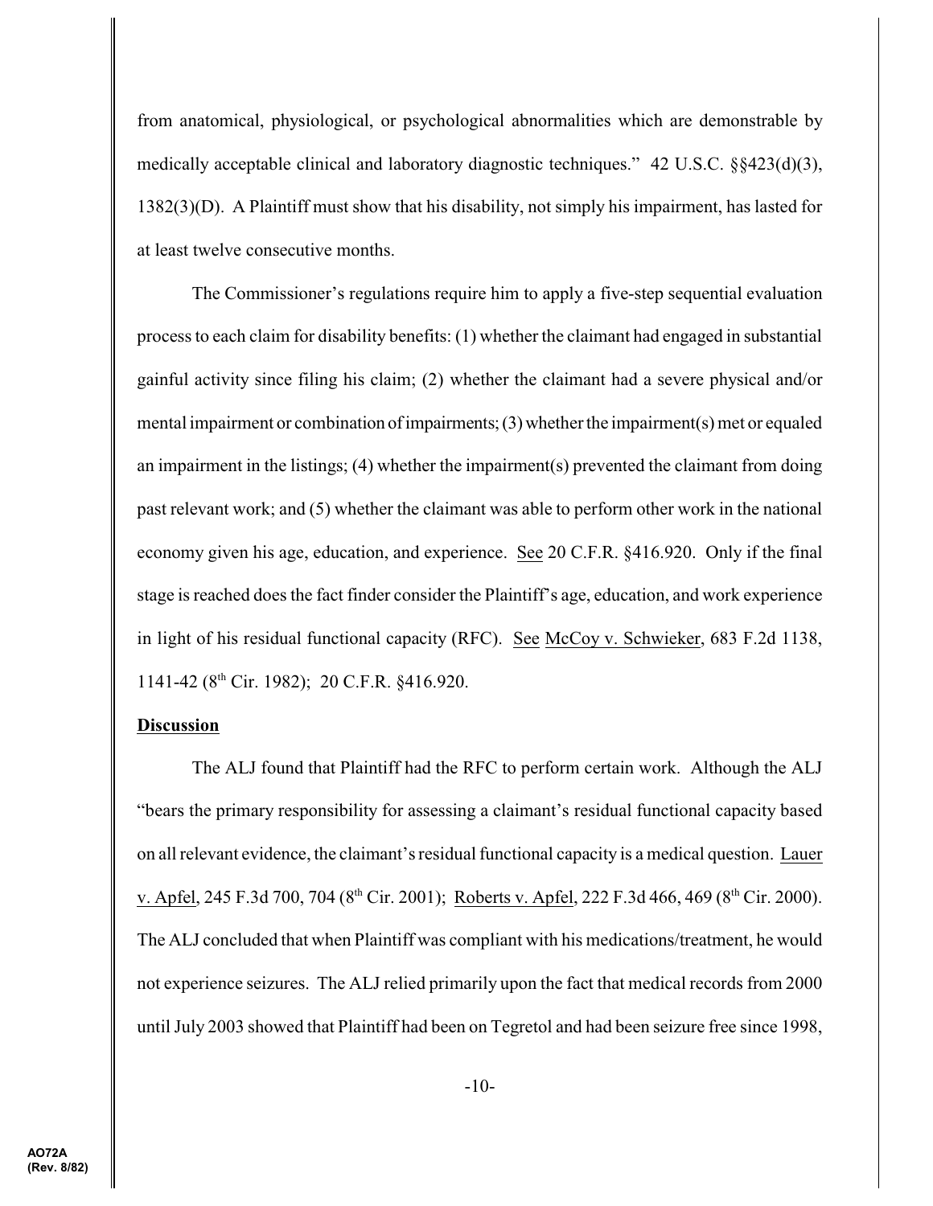from anatomical, physiological, or psychological abnormalities which are demonstrable by medically acceptable clinical and laboratory diagnostic techniques." 42 U.S.C. §§423(d)(3), 1382(3)(D). A Plaintiff must show that his disability, not simply his impairment, has lasted for at least twelve consecutive months.

The Commissioner's regulations require him to apply a five-step sequential evaluation process to each claim for disability benefits: (1) whether the claimant had engaged in substantial gainful activity since filing his claim; (2) whether the claimant had a severe physical and/or mental impairment or combination of impairments; (3) whether the impairment(s) met or equaled an impairment in the listings; (4) whether the impairment(s) prevented the claimant from doing past relevant work; and (5) whether the claimant was able to perform other work in the national economy given his age, education, and experience. See 20 C.F.R. §416.920. Only if the final stage is reached does the fact finder consider the Plaintiff's age, education, and work experience in light of his residual functional capacity (RFC). See McCoy v. Schwieker, 683 F.2d 1138, 1141-42 (8th Cir. 1982); 20 C.F.R. §416.920.

**Discussion**

The ALJ found that Plaintiff had the RFC to perform certain work. Although the ALJ "bears the primary responsibility for assessing a claimant's residual functional capacity based on all relevant evidence, the claimant's residual functional capacity is a medical question. Lauer v. Apfel, 245 F.3d 700, 704 (8th Cir. 2001); Roberts v. Apfel, 222 F.3d 466, 469 (8th Cir. 2000). The ALJ concluded that when Plaintiff was compliant with his medications/treatment, he would not experience seizures. The ALJ relied primarily upon the fact that medical records from 2000 until July 2003 showed that Plaintiff had been on Tegretol and had been seizure free since 1998,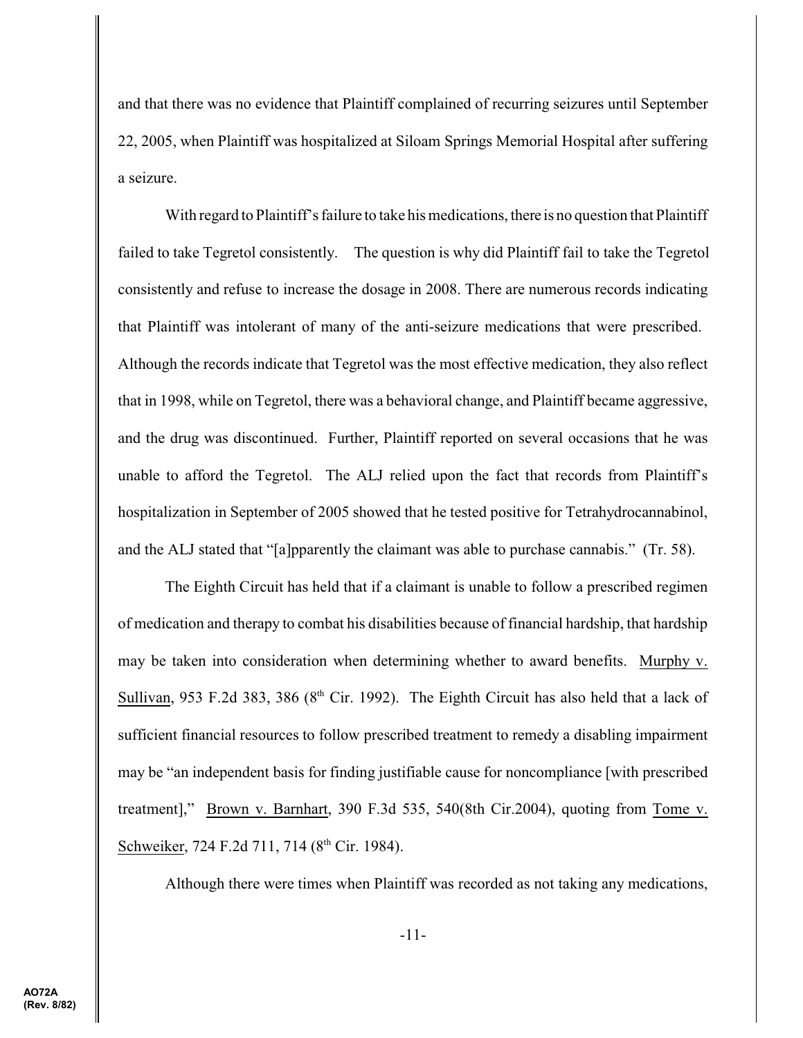and that there was no evidence that Plaintiff complained of recurring seizures until September 22, 2005, when Plaintiff was hospitalized at Siloam Springs Memorial Hospital after suffering a seizure.

With regard to Plaintiff's failure to take his medications, there is no question that Plaintiff failed to take Tegretol consistently. The question is why did Plaintiff fail to take the Tegretol consistently and refuse to increase the dosage in 2008. There are numerous records indicating that Plaintiff was intolerant of many of the anti-seizure medications that were prescribed. Although the records indicate that Tegretol was the most effective medication, they also reflect that in 1998, while on Tegretol, there was a behavioral change, and Plaintiff became aggressive, and the drug was discontinued. Further, Plaintiff reported on several occasions that he was unable to afford the Tegretol. The ALJ relied upon the fact that records from Plaintiff's hospitalization in September of 2005 showed that he tested positive for Tetrahydrocannabinol, and the ALJ stated that "[a]pparently the claimant was able to purchase cannabis." (Tr. 58).

The Eighth Circuit has held that if a claimant is unable to follow a prescribed regimen of medication and therapy to combat his disabilities because of financial hardship, that hardship may be taken into consideration when determining whether to award benefits. Murphy v. Sullivan, 953 F.2d 383, 386 (8th Cir. 1992). The Eighth Circuit has also held that a lack of sufficient financial resources to follow prescribed treatment to remedy a disabling impairment may be "an independent basis for finding justifiable cause for noncompliance [with prescribed treatment]," Brown v. Barnhart, 390 F.3d 535, 540(8th Cir.2004), quoting from Tome v. Schweiker, 724 F.2d 711, 714 (8th Cir. 1984).

Although there were times when Plaintiff was recorded as not taking any medications,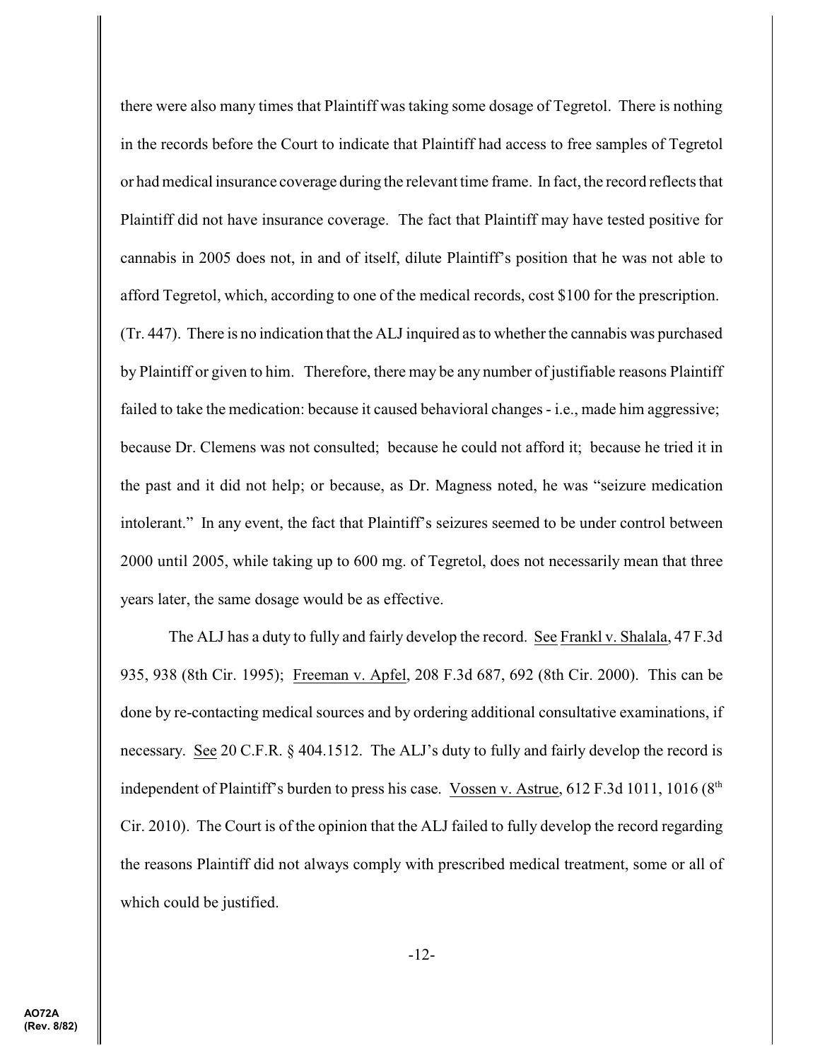there were also many times that Plaintiff was taking some dosage of Tegretol. There is nothing in the records before the Court to indicate that Plaintiff had access to free samples of Tegretol or had medical insurance coverage during the relevant time frame. In fact, the record reflects that Plaintiff did not have insurance coverage. The fact that Plaintiff may have tested positive for cannabis in 2005 does not, in and of itself, dilute Plaintiff's position that he was not able to afford Tegretol, which, according to one of the medical records, cost $100 for the prescription. (Tr. 447). There is no indication that the ALJ inquired as to whether the cannabis was purchased by Plaintiff or given to him. Therefore, there may be any number of justifiable reasons Plaintiff failed to take the medication: because it caused behavioral changes - i.e., made him aggressive; because Dr. Clemens was not consulted; because he could not afford it; because he tried it in the past and it did not help; or because, as Dr. Magness noted, he was "seizure medication intolerant." In any event, the fact that Plaintiff's seizures seemed to be under control between 2000 until 2005, while taking up to 600 mg. of Tegretol, does not necessarily mean that three years later, the same dosage would be as effective.

The ALJ has a duty to fully and fairly develop the record. See Frankl v. Shalala, 47 F.3d 935, 938 (8th Cir. 1995); Freeman v. Apfel, 208 F.3d 687, 692 (8th Cir. 2000). This can be done by re-contacting medical sources and by ordering additional consultative examinations, if necessary. See 20 C.F.R. § 404.1512. The ALJ's duty to fully and fairly develop the record is independent of Plaintiff's burden to press his case. Vossen v. Astrue, 612 F.3d 1011, 1016 (8th Cir. 2010). The Court is of the opinion that the ALJ failed to fully develop the record regarding the reasons Plaintiff did not always comply with prescribed medical treatment, some or all of which could be justified.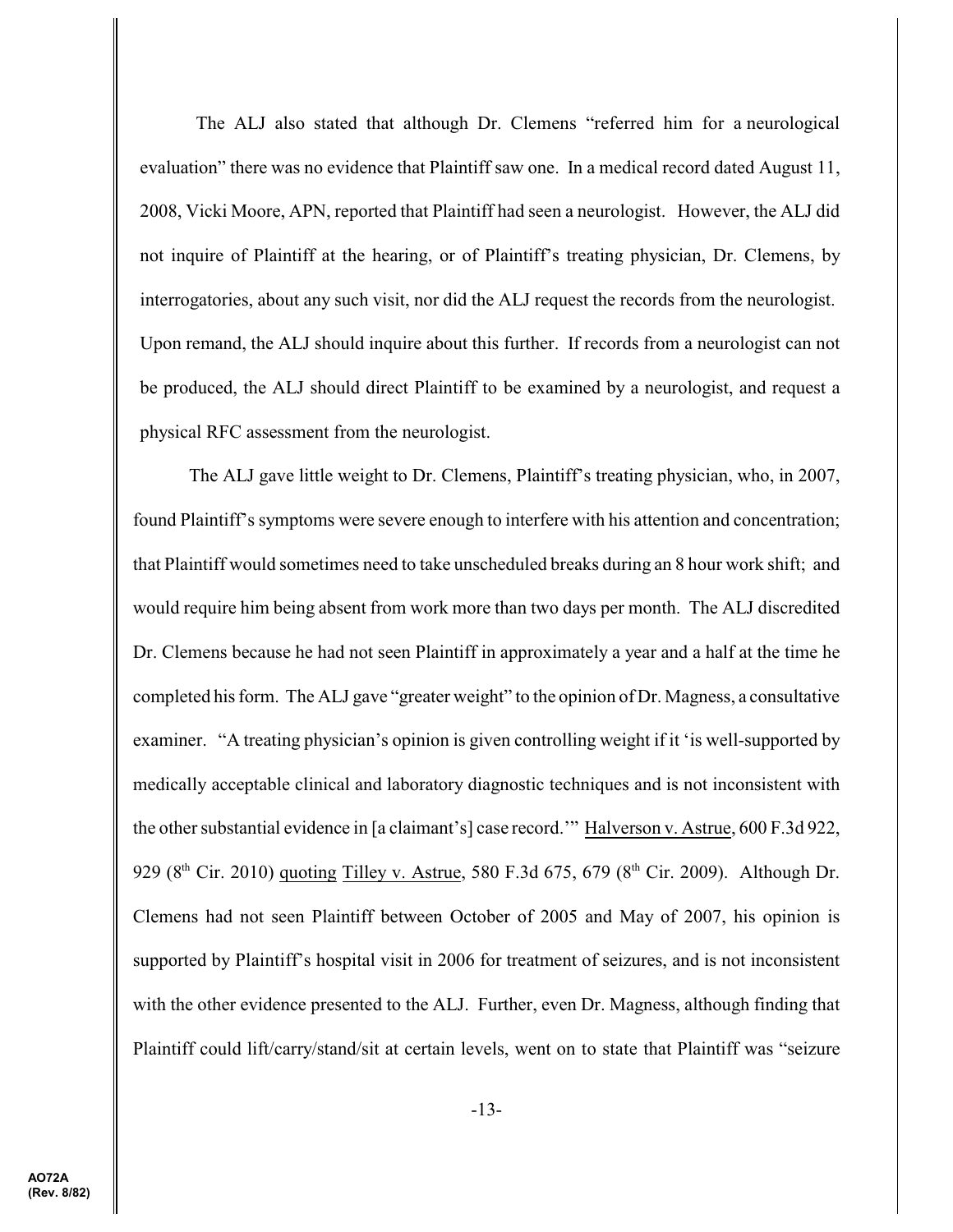The ALJ also stated that although Dr. Clemens "referred him for a neurological evaluation" there was no evidence that Plaintiff saw one. In a medical record dated August 11, 2008, Vicki Moore, APN, reported that Plaintiff had seen a neurologist. However, the ALJ did not inquire of Plaintiff at the hearing, or of Plaintiff's treating physician, Dr. Clemens, by interrogatories, about any such visit, nor did the ALJ request the records from the neurologist. Upon remand, the ALJ should inquire about this further. If records from a neurologist can not be produced, the ALJ should direct Plaintiff to be examined by a neurologist, and request a physical RFC assessment from the neurologist.

The ALJ gave little weight to Dr. Clemens, Plaintiff's treating physician, who, in 2007, found Plaintiff's symptoms were severe enough to interfere with his attention and concentration; that Plaintiff would sometimes need to take unscheduled breaks during an 8 hour work shift; and would require him being absent from work more than two days per month. The ALJ discredited Dr. Clemens because he had not seen Plaintiff in approximately a year and a half at the time he completed his form. The ALJ gave "greater weight" to the opinion of Dr. Magness, a consultative examiner. "A treating physician's opinion is given controlling weight if it 'is well-supported by medically acceptable clinical and laboratory diagnostic techniques and is not inconsistent with the other substantial evidence in [a claimant's] case record.'" Halverson v. Astrue, 600 F.3d 922, 929 (8th Cir. 2010) quoting Tilley v. Astrue, 580 F.3d 675, 679 (8th Cir. 2009). Although Dr. Clemens had not seen Plaintiff between October of 2005 and May of 2007, his opinion is supported by Plaintiff's hospital visit in 2006 for treatment of seizures, and is not inconsistent with the other evidence presented to the ALJ. Further, even Dr. Magness, although finding that Plaintiff could lift/carry/stand/sit at certain levels, went on to state that Plaintiff was "seizure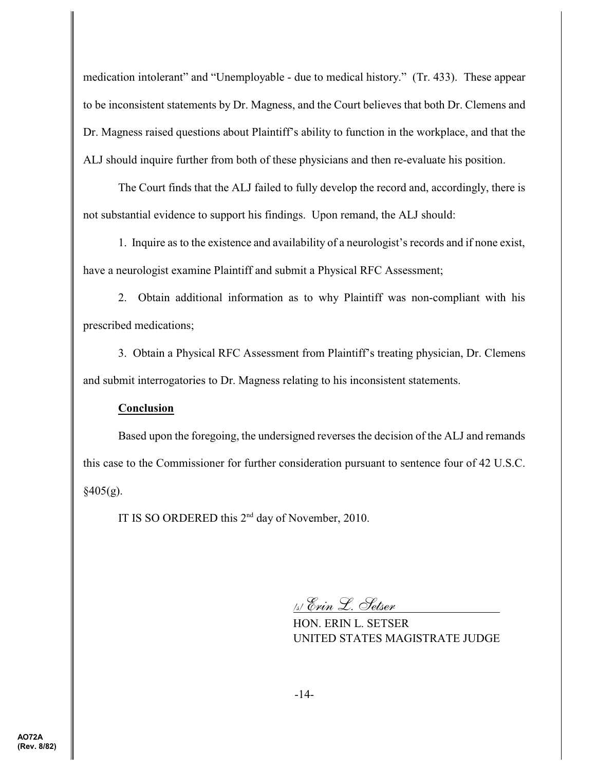medication intolerant" and "Unemployable - due to medical history." (Tr. 433). These appear to be inconsistent statements by Dr. Magness, and the Court believes that both Dr. Clemens and Dr. Magness raised questions about Plaintiff's ability to function in the workplace, and that the ALJ should inquire further from both of these physicians and then re-evaluate his position.

The Court finds that the ALJ failed to fully develop the record and, accordingly, there is not substantial evidence to support his findings. Upon remand, the ALJ should:

1. Inquire as to the existence and availability of a neurologist's records and if none exist, have a neurologist examine Plaintiff and submit a Physical RFC Assessment;

2. Obtain additional information as to why Plaintiff was non-compliant with his prescribed medications;

3. Obtain a Physical RFC Assessment from Plaintiff's treating physician, Dr. Clemens and submit interrogatories to Dr. Magness relating to his inconsistent statements.

**Conclusion**

Based upon the foregoing, the undersigned reverses the decision of the ALJ and remands this case to the Commissioner for further consideration pursuant to sentence four of 42 U.S.C. §405(g).

IT IS SO ORDERED this 2nd day of November, 2010.

/s/ *Erin L. Setser*
HON. ERIN L. SETSER
UNITED STATES MAGISTRATE JUDGE